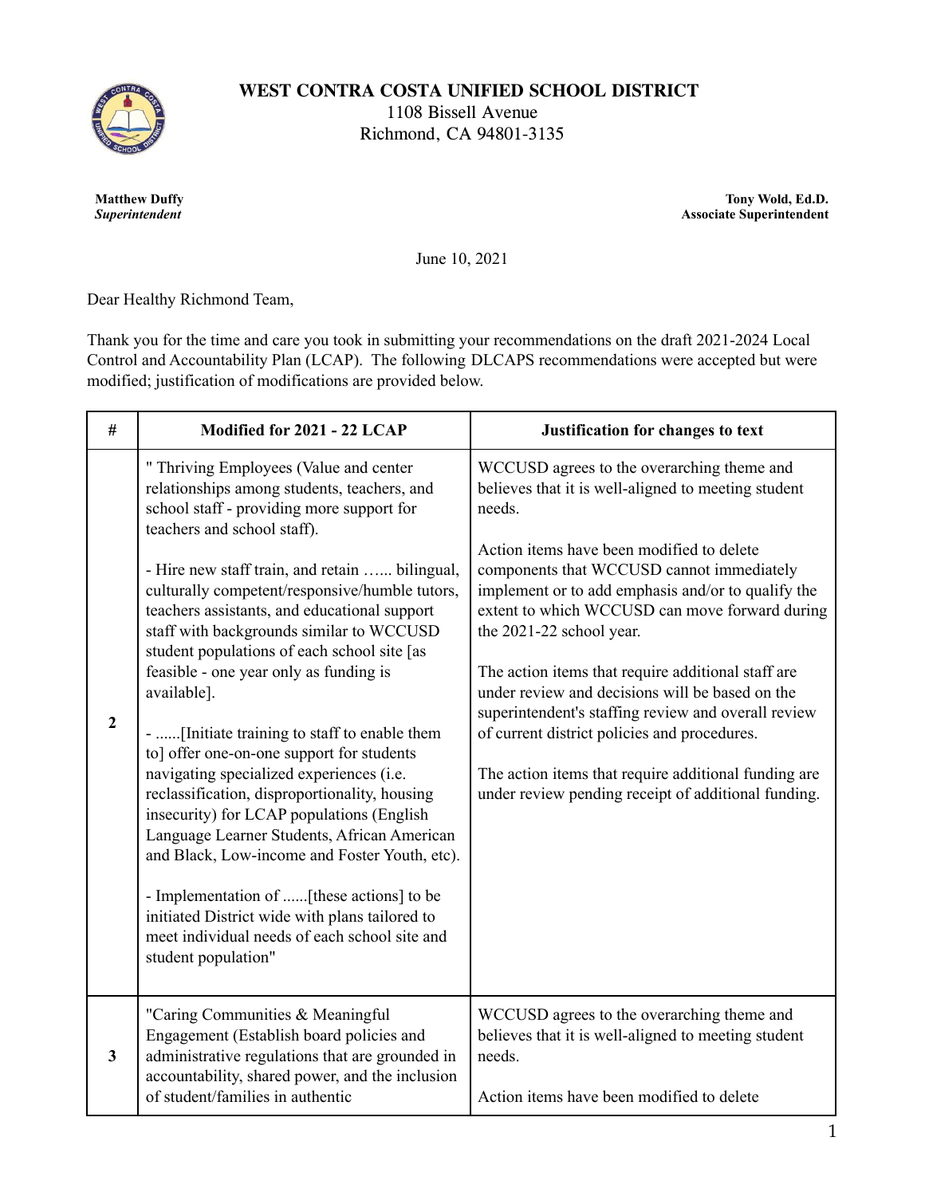**WEST CONTRA COSTA UNIFIED SCHOOL DISTRICT**
1108 Bissell Avenue
Richmond, CA 94801-3135

**Matthew Duffy**
***Superintendent***

**Tony Wold, Ed.D.**
**Associate Superintendent**

June 10, 2021

Dear Healthy Richmond Team,

Thank you for the time and care you took in submitting your recommendations on the draft 2021-2024 Local Control and Accountability Plan (LCAP). The following DLCAPS recommendations were accepted but were modified; justification of modifications are provided below.

| # | Modified for 2021 - 22 LCAP | Justification for changes to text |
|---|---|---|
| **2** | " Thriving Employees (Value and center relationships among students, teachers, and school staff - providing more support for teachers and school staff).<br><br>- Hire new staff train, and retain …... bilingual, culturally competent/responsive/humble tutors, teachers assistants, and educational support staff with backgrounds similar to WCCUSD student populations of each school site [as feasible - one year only as funding is available].<br><br>- ......[Initiate training to staff to enable them to] offer one-on-one support for students navigating specialized experiences (i.e. reclassification, disproportionality, housing insecurity) for LCAP populations (English Language Learner Students, African American and Black, Low-income and Foster Youth, etc).<br><br>- Implementation of ......[these actions] to be initiated District wide with plans tailored to meet individual needs of each school site and student population" | WCCUSD agrees to the overarching theme and believes that it is well-aligned to meeting student needs.<br><br>Action items have been modified to delete components that WCCUSD cannot immediately implement or to add emphasis and/or to qualify the extent to which WCCUSD can move forward during the 2021-22 school year.<br><br>The action items that require additional staff are under review and decisions will be based on the superintendent's staffing review and overall review of current district policies and procedures.<br><br>The action items that require additional funding are under review pending receipt of additional funding. |
| **3** | "Caring Communities & Meaningful Engagement (Establish board policies and administrative regulations that are grounded in accountability, shared power, and the inclusion of student/families in authentic | WCCUSD agrees to the overarching theme and believes that it is well-aligned to meeting student needs.<br><br>Action items have been modified to delete |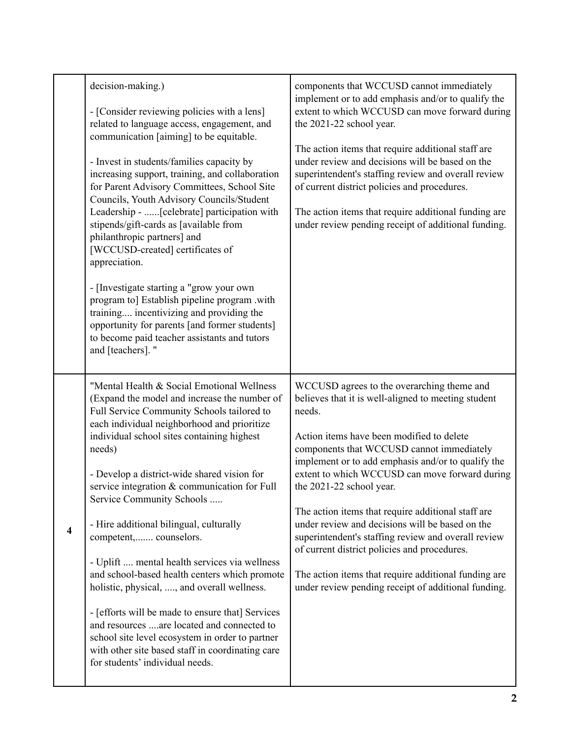| | | |
|---|---|---|
| | decision-making.)<br><br>- [Consider reviewing policies with a lens] related to language access, engagement, and communication [aiming] to be equitable.<br><br>- Invest in students/families capacity by increasing support, training, and collaboration for Parent Advisory Committees, School Site Councils, Youth Advisory Councils/Student Leadership - ......[celebrate] participation with stipends/gift-cards as [available from philanthropic partners] and [WCCUSD-created] certificates of appreciation.<br><br>- [Investigate starting a "grow your own program to] Establish pipeline program .with training.... incentivizing and providing the opportunity for parents [and former students] to become paid teacher assistants and tutors and [teachers]. " | components that WCCUSD cannot immediately implement or to add emphasis and/or to qualify the extent to which WCCUSD can move forward during the 2021-22 school year.<br><br>The action items that require additional staff are under review and decisions will be based on the superintendent's staffing review and overall review of current district policies and procedures.<br><br>The action items that require additional funding are under review pending receipt of additional funding. |
| **4** | "Mental Health & Social Emotional Wellness (Expand the model and increase the number of Full Service Community Schools tailored to each individual neighborhood and prioritize individual school sites containing highest needs)<br><br>- Develop a district-wide shared vision for service integration & communication for Full Service Community Schools .....<br><br>- Hire additional bilingual, culturally competent,....... counselors.<br><br>- Uplift .... mental health services via wellness and school-based health centers which promote holistic, physical, ...., and overall wellness.<br><br>- [efforts will be made to ensure that] Services and resources ....are located and connected to school site level ecosystem in order to partner with other site based staff in coordinating care for students' individual needs. | WCCUSD agrees to the overarching theme and believes that it is well-aligned to meeting student needs.<br><br>Action items have been modified to delete components that WCCUSD cannot immediately implement or to add emphasis and/or to qualify the extent to which WCCUSD can move forward during the 2021-22 school year.<br><br>The action items that require additional staff are under review and decisions will be based on the superintendent's staffing review and overall review of current district policies and procedures.<br><br>The action items that require additional funding are under review pending receipt of additional funding. |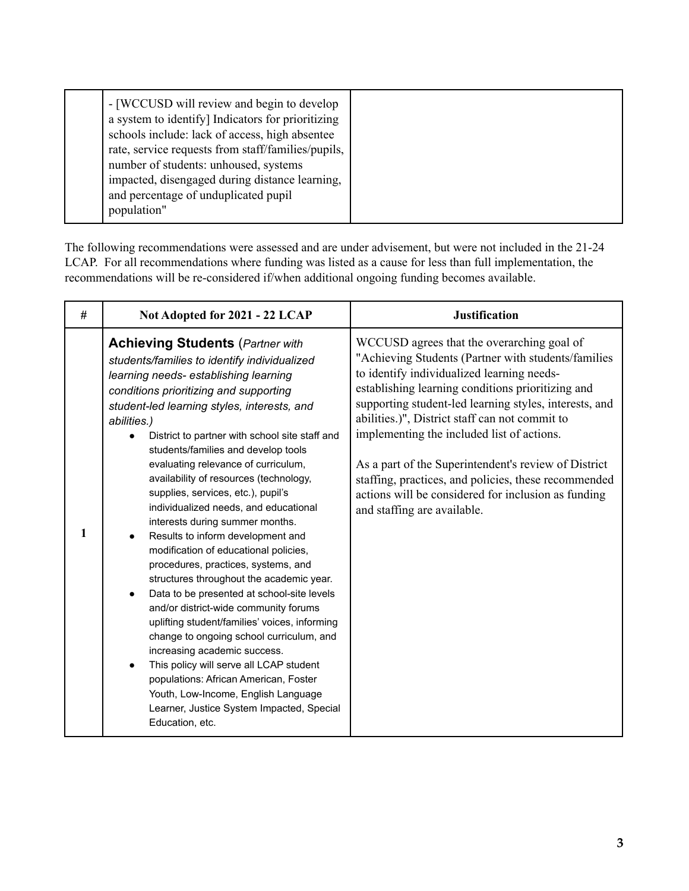| | | |
|---|---|---|
| | - [WCCUSD will review and begin to develop a system to identify] Indicators for prioritizing schools include: lack of access, high absentee rate, service requests from staff/families/pupils, number of students: unhoused, systems impacted, disengaged during distance learning, and percentage of unduplicated pupil population" | |

The following recommendations were assessed and are under advisement, but were not included in the 21-24 LCAP. For all recommendations where funding was listed as a cause for less than full implementation, the recommendations will be re-considered if/when additional ongoing funding becomes available.

| # | Not Adopted for 2021 - 22 LCAP | Justification |
|---|---|---|
| 1 | **Achieving Students** (*Partner with students/families to identify individualized learning needs- establishing learning conditions prioritizing and supporting student-led learning styles, interests, and abilities.)*<br>● District to partner with school site staff and students/families and develop tools evaluating relevance of curriculum, availability of resources (technology, supplies, services, etc.), pupil's individualized needs, and educational interests during summer months.<br>● Results to inform development and modification of educational policies, procedures, practices, systems, and structures throughout the academic year.<br>● Data to be presented at school-site levels and/or district-wide community forums uplifting student/families' voices, informing change to ongoing school curriculum, and increasing academic success.<br>● This policy will serve all LCAP student populations: African American, Foster Youth, Low-Income, English Language Learner, Justice System Impacted, Special Education, etc. | WCCUSD agrees that the overarching goal of "Achieving Students (Partner with students/families to identify individualized learning needs- establishing learning conditions prioritizing and supporting student-led learning styles, interests, and abilities.)", District staff can not commit to implementing the included list of actions.<br><br>As a part of the Superintendent's review of District staffing, practices, and policies, these recommended actions will be considered for inclusion as funding and staffing are available. |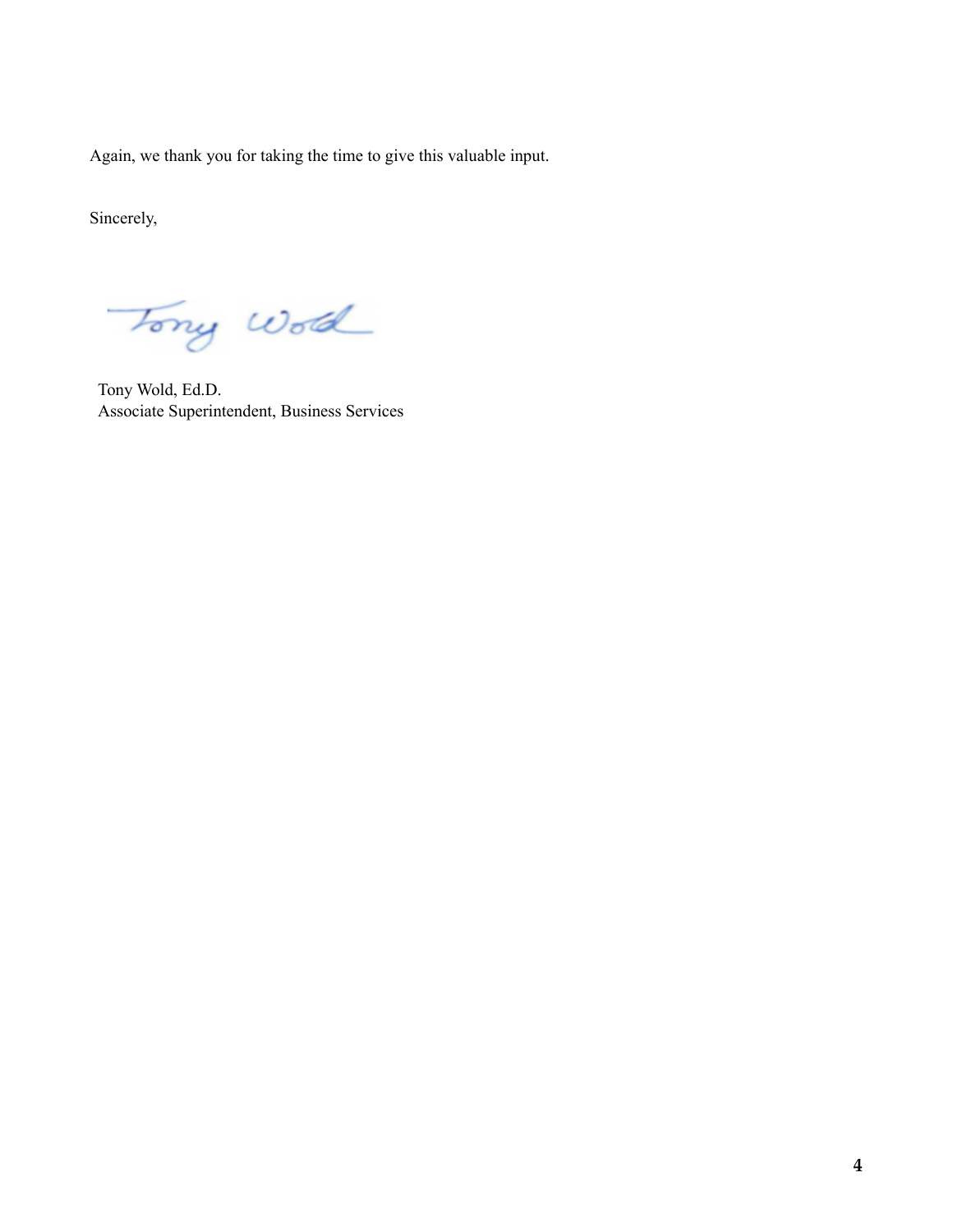Again, we thank you for taking the time to give this valuable input.

Sincerely,

Tony Wold, Ed.D.
Associate Superintendent, Business Services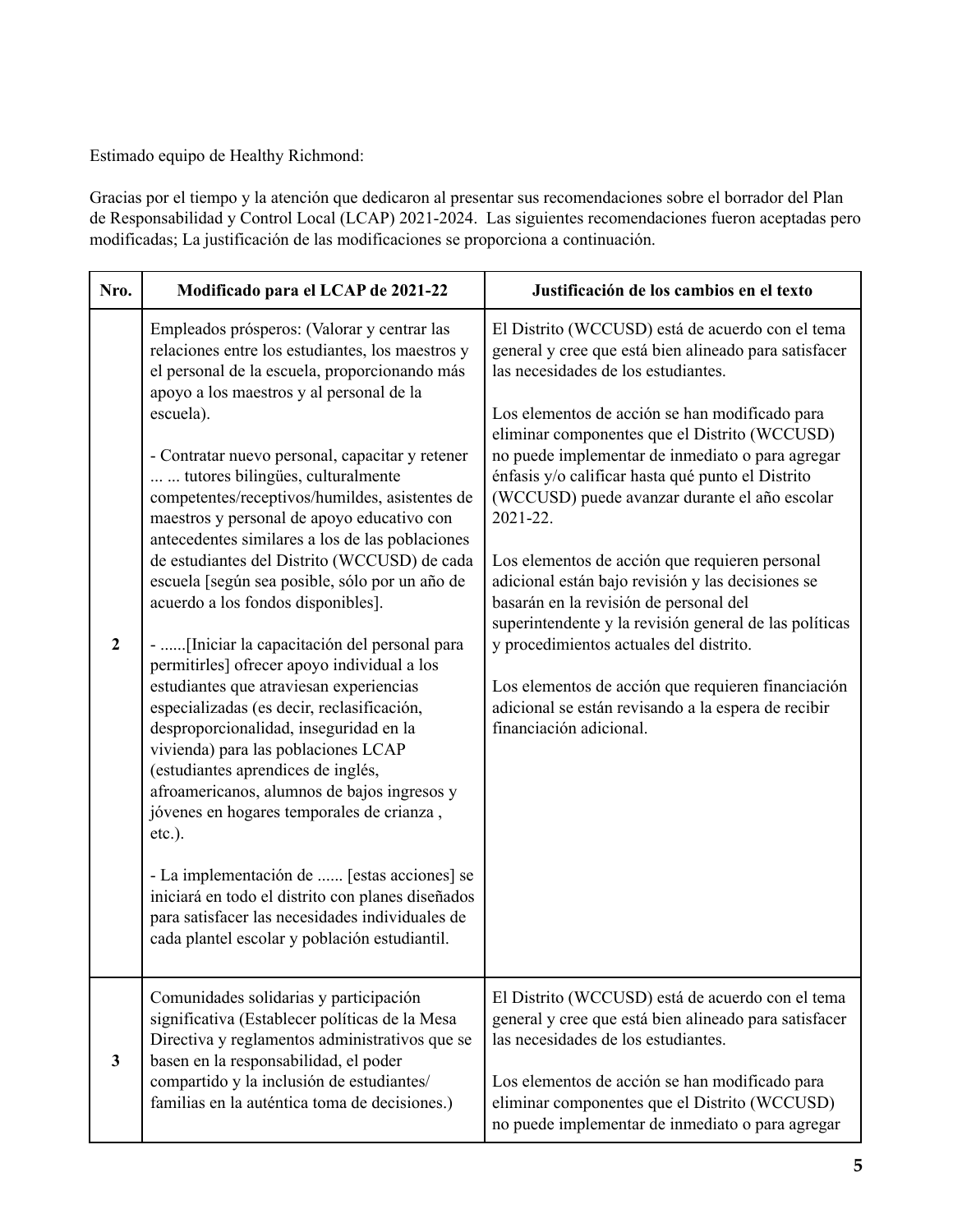Estimado equipo de Healthy Richmond:

Gracias por el tiempo y la atención que dedicaron al presentar sus recomendaciones sobre el borrador del Plan de Responsabilidad y Control Local (LCAP) 2021-2024. Las siguientes recomendaciones fueron aceptadas pero modificadas; La justificación de las modificaciones se proporciona a continuación.

| Nro. | Modificado para el LCAP de 2021-22 | Justificación de los cambios en el texto |
|---|---|---|
| 2 | Empleados prósperos: (Valorar y centrar las relaciones entre los estudiantes, los maestros y el personal de la escuela, proporcionando más apoyo a los maestros y al personal de la escuela).<br><br>- Contratar nuevo personal, capacitar y retener ... ... tutores bilingües, culturalmente competentes/receptivos/humildes, asistentes de maestros y personal de apoyo educativo con antecedentes similares a los de las poblaciones de estudiantes del Distrito (WCCUSD) de cada escuela [según sea posible, sólo por un año de acuerdo a los fondos disponibles].<br><br>- ......[Iniciar la capacitación del personal para permitirles] ofrecer apoyo individual a los estudiantes que atraviesan experiencias especializadas (es decir, reclasificación, desproporcionalidad, inseguridad en la vivienda) para las poblaciones LCAP (estudiantes aprendices de inglés, afroamericanos, alumnos de bajos ingresos y jóvenes en hogares temporales de crianza , etc.).<br><br>- La implementación de ...... [estas acciones] se iniciará en todo el distrito con planes diseñados para satisfacer las necesidades individuales de cada plantel escolar y población estudiantil. | El Distrito (WCCUSD) está de acuerdo con el tema general y cree que está bien alineado para satisfacer las necesidades de los estudiantes.<br><br>Los elementos de acción se han modificado para eliminar componentes que el Distrito (WCCUSD) no puede implementar de inmediato o para agregar énfasis y/o calificar hasta qué punto el Distrito (WCCUSD) puede avanzar durante el año escolar 2021-22.<br><br>Los elementos de acción que requieren personal adicional están bajo revisión y las decisiones se basarán en la revisión de personal del superintendente y la revisión general de las políticas y procedimientos actuales del distrito.<br><br>Los elementos de acción que requieren financiación adicional se están revisando a la espera de recibir financiación adicional. |
| 3 | Comunidades solidarias y participación significativa (Establecer políticas de la Mesa Directiva y reglamentos administrativos que se basen en la responsabilidad, el poder compartido y la inclusión de estudiantes/ familias en la auténtica toma de decisiones.) | El Distrito (WCCUSD) está de acuerdo con el tema general y cree que está bien alineado para satisfacer las necesidades de los estudiantes.<br><br>Los elementos de acción se han modificado para eliminar componentes que el Distrito (WCCUSD) no puede implementar de inmediato o para agregar |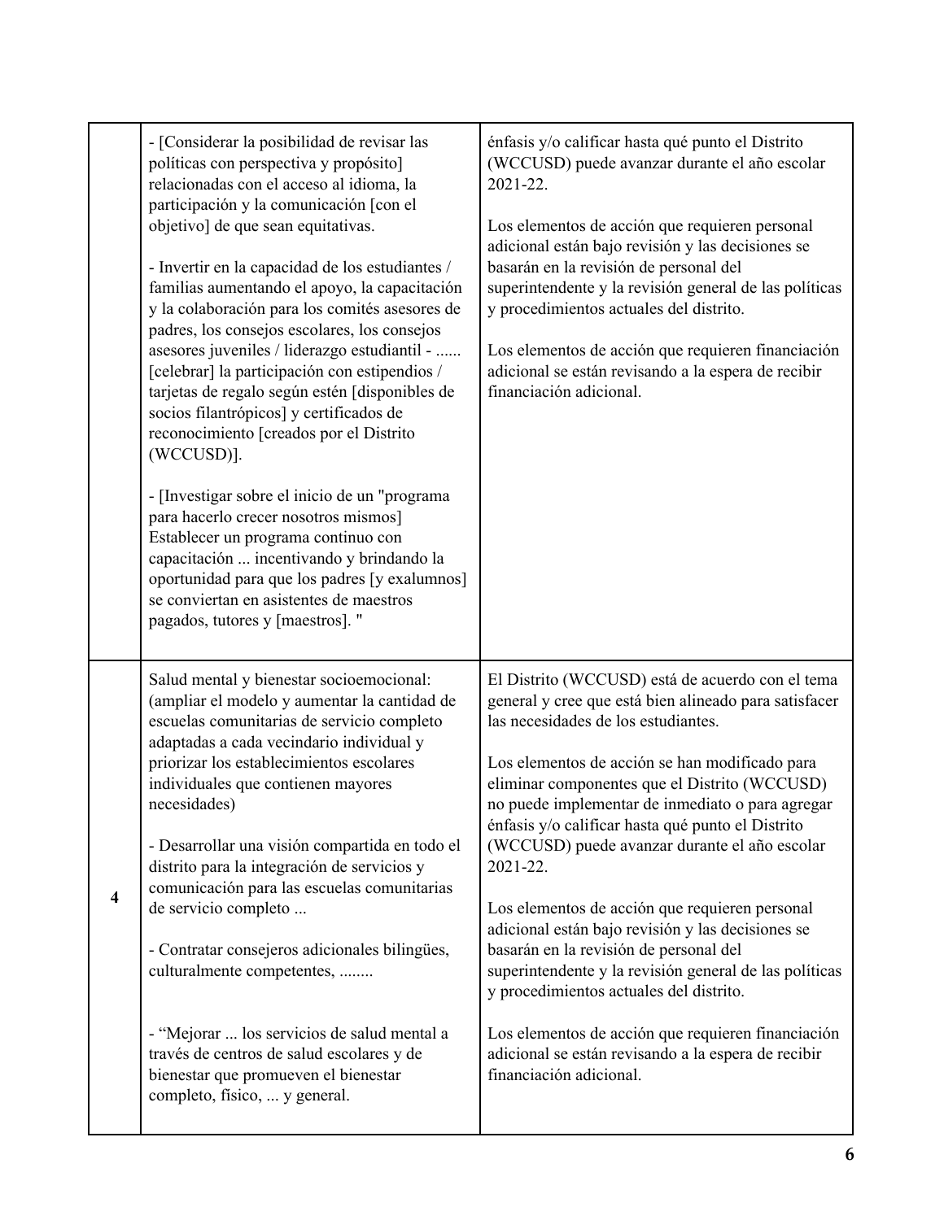| | | |
|---|---|---|
| | - [Considerar la posibilidad de revisar las políticas con perspectiva y propósito] relacionadas con el acceso al idioma, la participación y la comunicación [con el objetivo] de que sean equitativas.<br><br>- Invertir en la capacidad de los estudiantes / familias aumentando el apoyo, la capacitación y la colaboración para los comités asesores de padres, los consejos escolares, los consejos asesores juveniles / liderazgo estudiantil - ...... [celebrar] la participación con estipendios / tarjetas de regalo según estén [disponibles de socios filantrópicos] y certificados de reconocimiento [creados por el Distrito (WCCUSD)].<br><br>- [Investigar sobre el inicio de un "programa para hacerlo crecer nosotros mismos] Establecer un programa continuo con capacitación ... incentivando y brindando la oportunidad para que los padres [y exalumnos] se conviertan en asistentes de maestros pagados, tutores y [maestros]. " | énfasis y/o calificar hasta qué punto el Distrito (WCCUSD) puede avanzar durante el año escolar 2021-22.<br><br>Los elementos de acción que requieren personal adicional están bajo revisión y las decisiones se basarán en la revisión de personal del superintendente y la revisión general de las políticas y procedimientos actuales del distrito.<br><br>Los elementos de acción que requieren financiación adicional se están revisando a la espera de recibir financiación adicional. |
| **4** | Salud mental y bienestar socioemocional: (ampliar el modelo y aumentar la cantidad de escuelas comunitarias de servicio completo adaptadas a cada vecindario individual y priorizar los establecimientos escolares individuales que contienen mayores necesidades)<br><br>- Desarrollar una visión compartida en todo el distrito para la integración de servicios y comunicación para las escuelas comunitarias de servicio completo ...<br><br>- Contratar consejeros adicionales bilingües, culturalmente competentes, ........<br><br>- "Mejorar ... los servicios de salud mental a través de centros de salud escolares y de bienestar que promueven el bienestar completo, físico, ... y general. | El Distrito (WCCUSD) está de acuerdo con el tema general y cree que está bien alineado para satisfacer las necesidades de los estudiantes.<br><br>Los elementos de acción se han modificado para eliminar componentes que el Distrito (WCCUSD) no puede implementar de inmediato o para agregar énfasis y/o calificar hasta qué punto el Distrito (WCCUSD) puede avanzar durante el año escolar 2021-22.<br><br>Los elementos de acción que requieren personal adicional están bajo revisión y las decisiones se basarán en la revisión de personal del superintendente y la revisión general de las políticas y procedimientos actuales del distrito.<br><br>Los elementos de acción que requieren financiación adicional se están revisando a la espera de recibir financiación adicional. |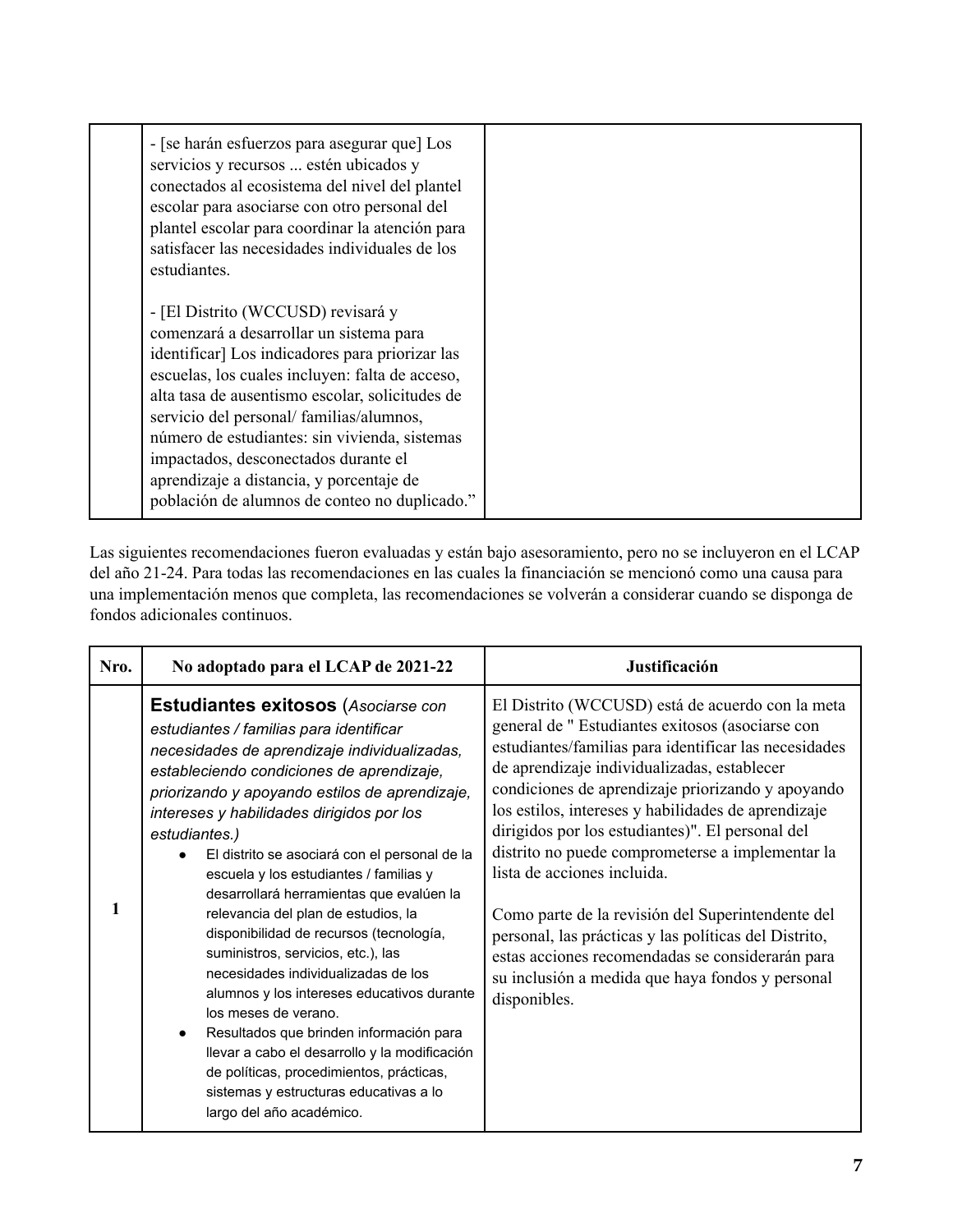| | | |
|---|---|---|
| | - [se harán esfuerzos para asegurar que] Los servicios y recursos ... estén ubicados y conectados al ecosistema del nivel del plantel escolar para asociarse con otro personal del plantel escolar para coordinar la atención para satisfacer las necesidades individuales de los estudiantes.<br><br>- [El Distrito (WCCUSD) revisará y comenzará a desarrollar un sistema para identificar] Los indicadores para priorizar las escuelas, los cuales incluyen: falta de acceso, alta tasa de ausentismo escolar, solicitudes de servicio del personal/ familias/alumnos, número de estudiantes: sin vivienda, sistemas impactados, desconectados durante el aprendizaje a distancia, y porcentaje de población de alumnos de conteo no duplicado." | |

Las siguientes recomendaciones fueron evaluadas y están bajo asesoramiento, pero no se incluyeron en el LCAP del año 21-24. Para todas las recomendaciones en las cuales la financiación se mencionó como una causa para una implementación menos que completa, las recomendaciones se volverán a considerar cuando se disponga de fondos adicionales continuos.

| Nro. | No adoptado para el LCAP de 2021-22 | Justificación |
|---|---|---|
| 1 | **Estudiantes exitosos** (*Asociarse con estudiantes / familias para identificar necesidades de aprendizaje individualizadas, estableciendo condiciones de aprendizaje, priorizando y apoyando estilos de aprendizaje, intereses y habilidades dirigidos por los estudiantes.)*<br>● El distrito se asociará con el personal de la escuela y los estudiantes / familias y desarrollará herramientas que evalúen la relevancia del plan de estudios, la disponibilidad de recursos (tecnología, suministros, servicios, etc.), las necesidades individualizadas de los alumnos y los intereses educativos durante los meses de verano.<br>● Resultados que brinden información para llevar a cabo el desarrollo y la modificación de políticas, procedimientos, prácticas, sistemas y estructuras educativas a lo largo del año académico. | El Distrito (WCCUSD) está de acuerdo con la meta general de " Estudiantes exitosos (asociarse con estudiantes/familias para identificar las necesidades de aprendizaje individualizadas, establecer condiciones de aprendizaje priorizando y apoyando los estilos, intereses y habilidades de aprendizaje dirigidos por los estudiantes)". El personal del distrito no puede comprometerse a implementar la lista de acciones incluida.<br><br>Como parte de la revisión del Superintendente del personal, las prácticas y las políticas del Distrito, estas acciones recomendadas se considerarán para su inclusión a medida que haya fondos y personal disponibles. |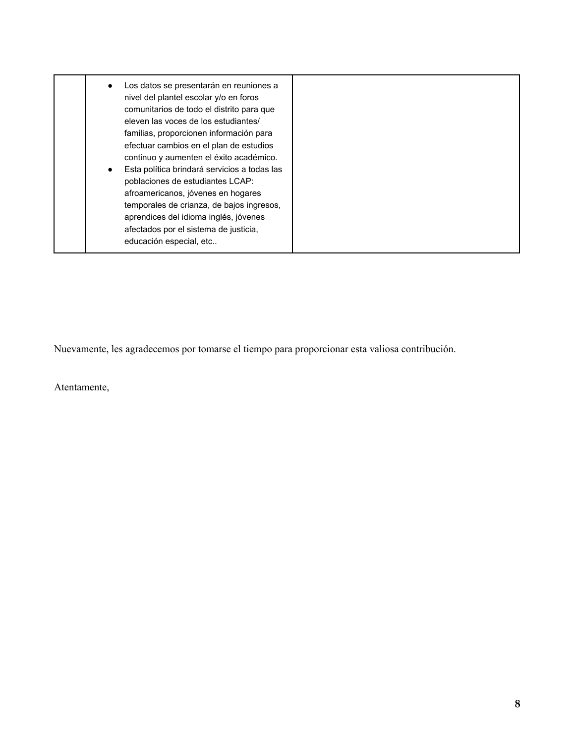| | | |
|---|---|---|
| | <ul><li>Los datos se presentarán en reuniones a nivel del plantel escolar y/o en foros comunitarios de todo el distrito para que eleven las voces de los estudiantes/ familias, proporcionen información para efectuar cambios en el plan de estudios continuo y aumenten el éxito académico.</li><li>Esta política brindará servicios a todas las poblaciones de estudiantes LCAP: afroamericanos, jóvenes en hogares temporales de crianza, de bajos ingresos, aprendices del idioma inglés, jóvenes afectados por el sistema de justicia, educación especial, etc..</li></ul> | |

Nuevamente, les agradecemos por tomarse el tiempo para proporcionar esta valiosa contribución.

Atentamente,